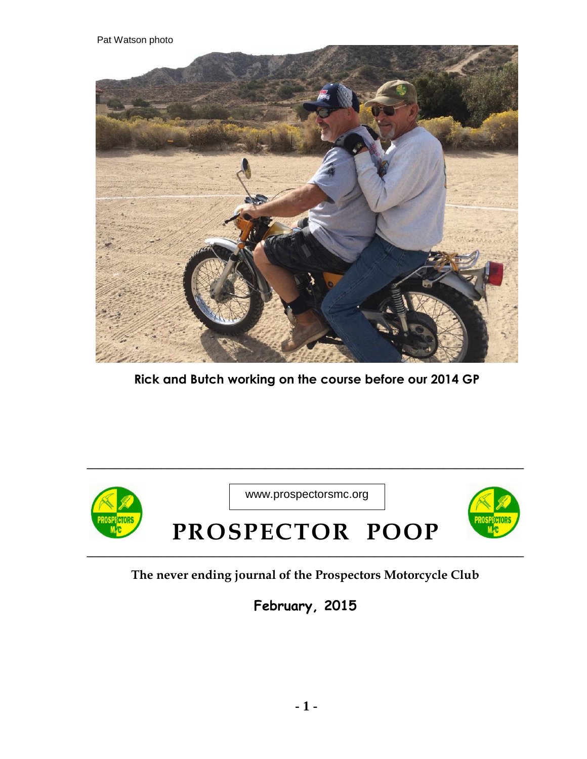Pat Watson photo

**Rick and Butch working on the course before our 2014 GP**

www.prospectorsmc.org

# PROSPECTOR POOP

**The never ending journal of the Prospectors Motorcycle Club**

**February, 2015**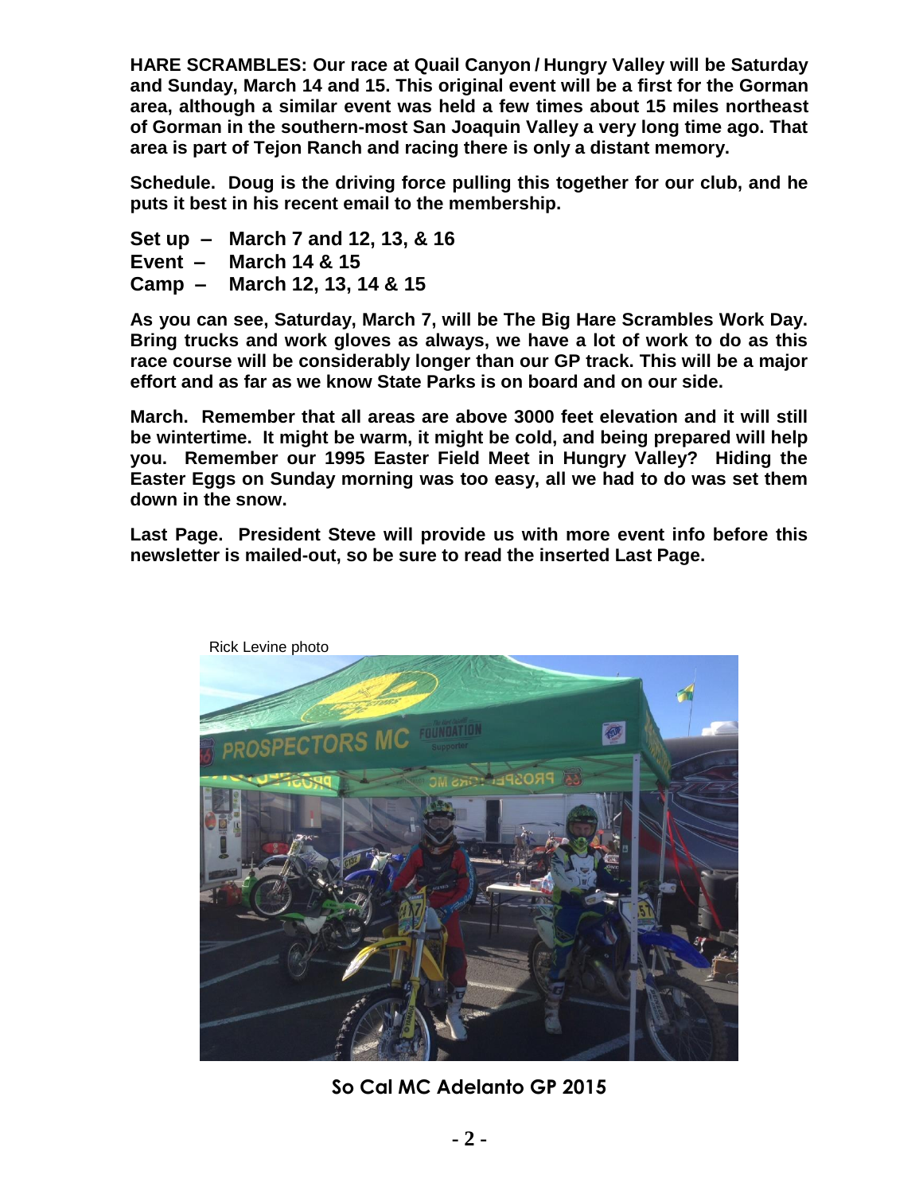**HARE SCRAMBLES: Our race at Quail Canyon / Hungry Valley will be Saturday and Sunday, March 14 and 15. This original event will be a first for the Gorman area, although a similar event was held a few times about 15 miles northeast of Gorman in the southern-most San Joaquin Valley a very long time ago. That area is part of Tejon Ranch and racing there is only a distant memory.**

**Schedule. Doug is the driving force pulling this together for our club, and he puts it best in his recent email to the membership.**

**Set up – March 7 and 12, 13, & 16**
**Event – March 14 & 15**
**Camp – March 12, 13, 14 & 15**

**As you can see, Saturday, March 7, will be The Big Hare Scrambles Work Day. Bring trucks and work gloves as always, we have a lot of work to do as this race course will be considerably longer than our GP track. This will be a major effort and as far as we know State Parks is on board and on our side.**

**March. Remember that all areas are above 3000 feet elevation and it will still be wintertime. It might be warm, it might be cold, and being prepared will help you. Remember our 1995 Easter Field Meet in Hungry Valley? Hiding the Easter Eggs on Sunday morning was too easy, all we had to do was set them down in the snow.**

**Last Page. President Steve will provide us with more event info before this newsletter is mailed-out, so be sure to read the inserted Last Page.**

Rick Levine photo

**So Cal MC Adelanto GP 2015**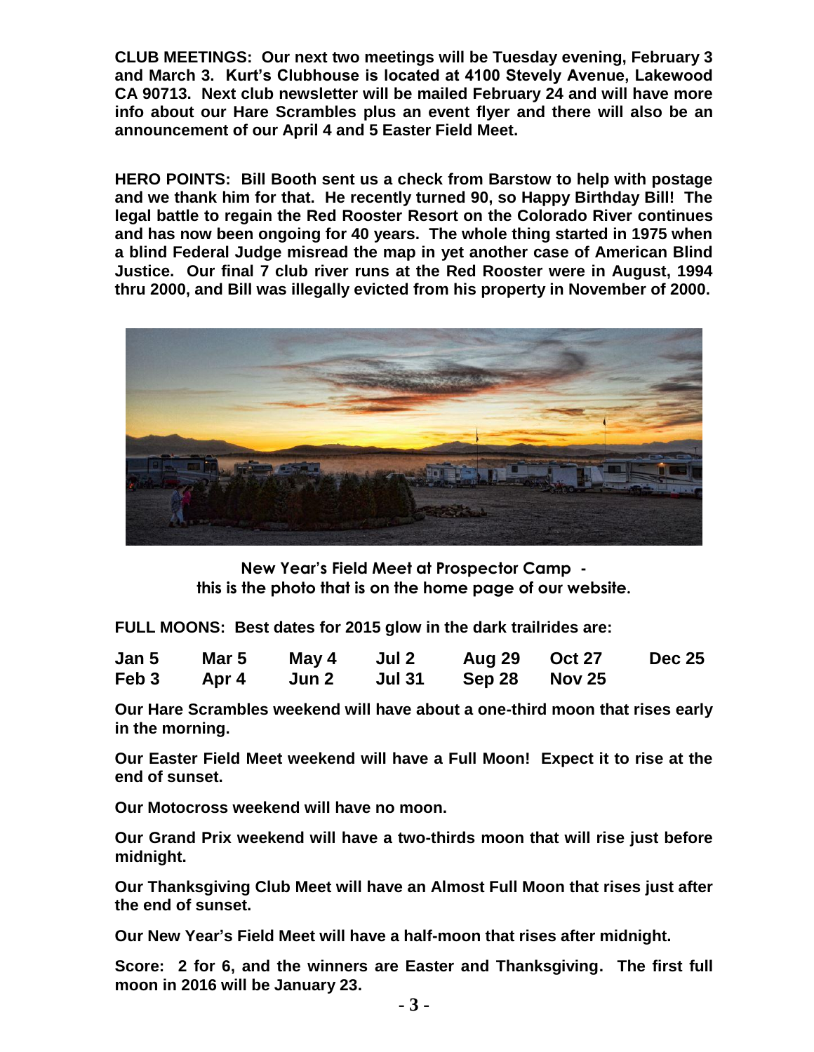**CLUB MEETINGS: Our next two meetings will be Tuesday evening, February 3 and March 3. Kurt's Clubhouse is located at 4100 Stevely Avenue, Lakewood CA 90713. Next club newsletter will be mailed February 24 and will have more info about our Hare Scrambles plus an event flyer and there will also be an announcement of our April 4 and 5 Easter Field Meet.**

**HERO POINTS: Bill Booth sent us a check from Barstow to help with postage and we thank him for that. He recently turned 90, so Happy Birthday Bill! The legal battle to regain the Red Rooster Resort on the Colorado River continues and has now been ongoing for 40 years. The whole thing started in 1975 when a blind Federal Judge misread the map in yet another case of American Blind Justice. Our final 7 club river runs at the Red Rooster were in August, 1994 thru 2000, and Bill was illegally evicted from his property in November of 2000.**

**New Year's Field Meet at Prospector Camp - this is the photo that is on the home page of our website.**

**FULL MOONS: Best dates for 2015 glow in the dark trailrides are:**

| | | | | | | |
|---|---|---|---|---|---|---|
| **Jan 5** | **Mar 5** | **May 4** | **Jul 2** | **Aug 29** | **Oct 27** | **Dec 25** |
| **Feb 3** | **Apr 4** | **Jun 2** | **Jul 31** | **Sep 28** | **Nov 25** | |

**Our Hare Scrambles weekend will have about a one-third moon that rises early in the morning.**

**Our Easter Field Meet weekend will have a Full Moon! Expect it to rise at the end of sunset.**

**Our Motocross weekend will have no moon.**

**Our Grand Prix weekend will have a two-thirds moon that will rise just before midnight.**

**Our Thanksgiving Club Meet will have an Almost Full Moon that rises just after the end of sunset.**

**Our New Year's Field Meet will have a half-moon that rises after midnight.**

**Score: 2 for 6, and the winners are Easter and Thanksgiving. The first full moon in 2016 will be January 23.**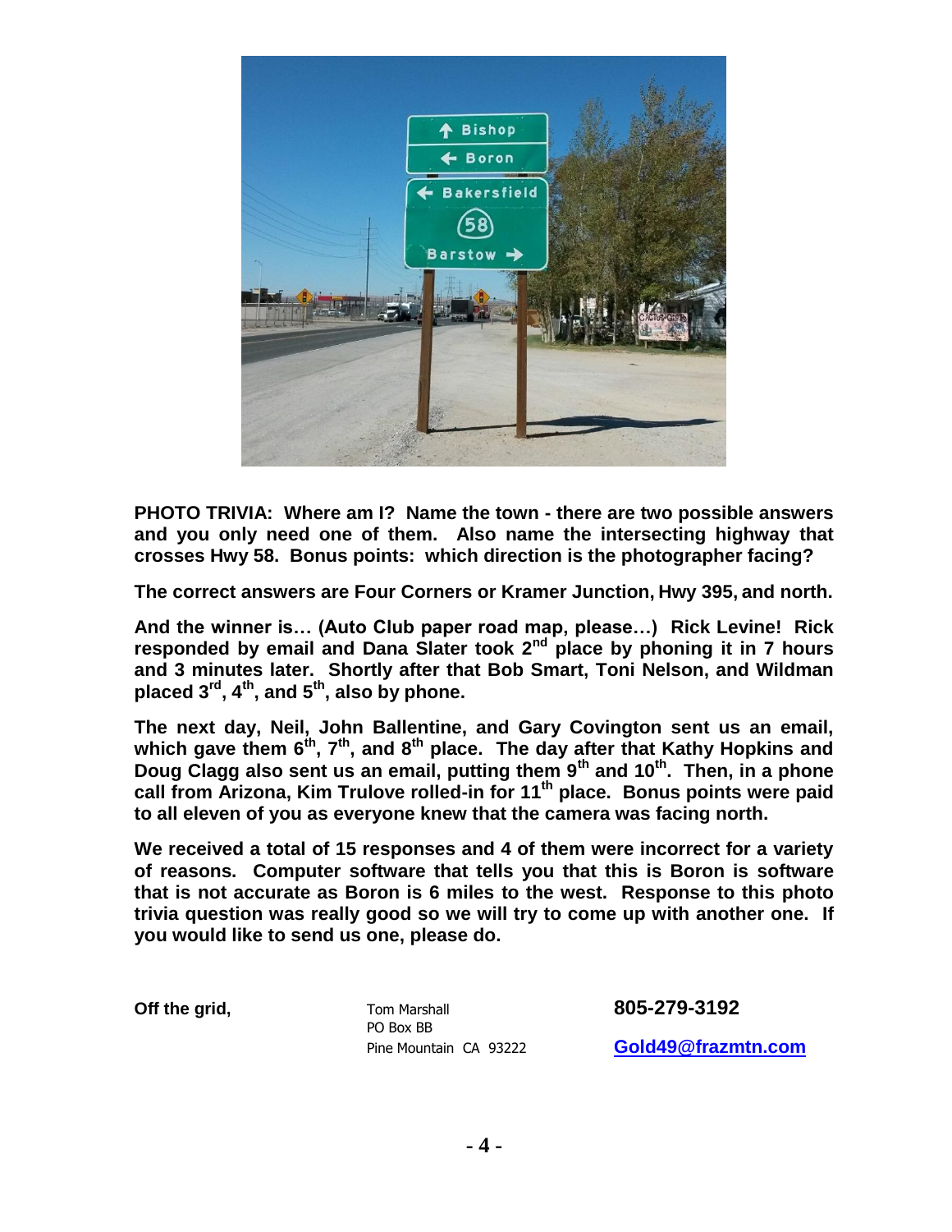**PHOTO TRIVIA: Where am I? Name the town - there are two possible answers and you only need one of them. Also name the intersecting highway that crosses Hwy 58. Bonus points: which direction is the photographer facing?**

**The correct answers are Four Corners or Kramer Junction, Hwy 395, and north.**

**And the winner is… (Auto Club paper road map, please…) Rick Levine! Rick responded by email and Dana Slater took 2nd place by phoning it in 7 hours and 3 minutes later. Shortly after that Bob Smart, Toni Nelson, and Wildman placed 3rd, 4th, and 5th, also by phone.**

**The next day, Neil, John Ballentine, and Gary Covington sent us an email, which gave them 6th, 7th, and 8th place. The day after that Kathy Hopkins and Doug Clagg also sent us an email, putting them 9th and 10th. Then, in a phone call from Arizona, Kim Trulove rolled-in for 11th place. Bonus points were paid to all eleven of you as everyone knew that the camera was facing north.**

**We received a total of 15 responses and 4 of them were incorrect for a variety of reasons. Computer software that tells you that this is Boron is software that is not accurate as Boron is 6 miles to the west. Response to this photo trivia question was really good so we will try to come up with another one. If you would like to send us one, please do.**

**Off the grid,**

Tom Marshall
PO Box BB
Pine Mountain CA 93222

**805-279-3192**

**Gold49@frazmtn.com**